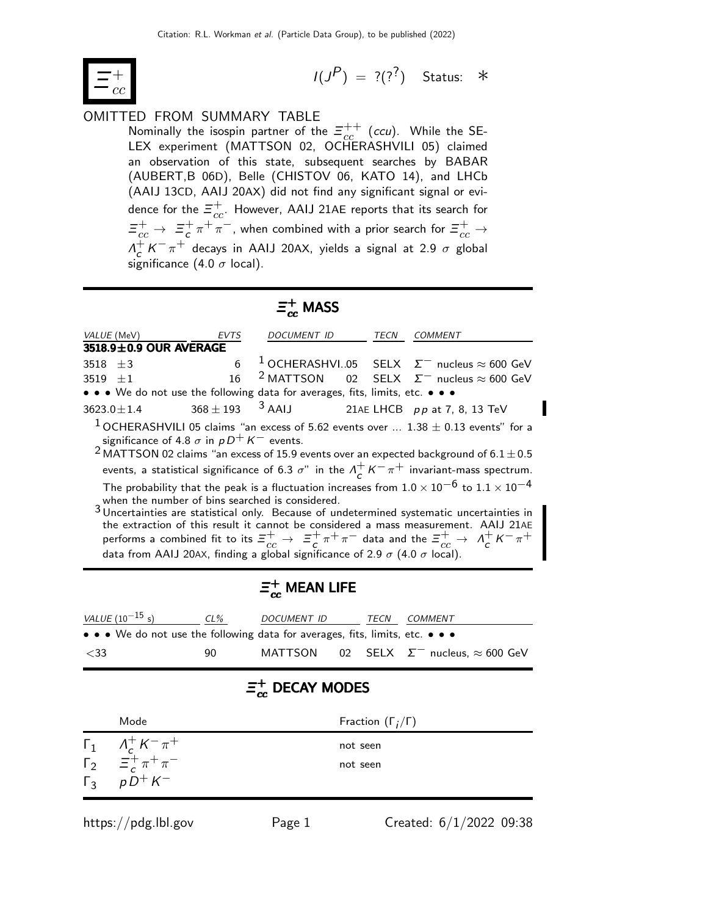Citation: R.L. Workman *et al.* (Particle Data Group), to be published (2022)

# $\Xi_{cc}^{+}$

$I(J^P) = ?(?^?)$ Status: ∗

OMITTED FROM SUMMARY TABLE

Nominally the isospin partner of the $\Xi_{cc}^{++}$ ($ccu$). While the SELEX experiment (MATTSON 02, OCHERASHVILI 05) claimed an observation of this state, subsequent searches by BABAR (AUBERT,B 06D), Belle (CHISTOV 06, KATO 14), and LHCb (AAIJ 13CD, AAIJ 20AX) did not find any significant signal or evidence for the $\Xi_{cc}^{+}$. However, AAIJ 21AE reports that its search for $\Xi_{cc}^{+} \to \Xi_{c}^{+}\pi^{+}\pi^{-}$, when combined with a prior search for $\Xi_{cc}^{+} \to \Lambda_{c}^{+}K^{-}\pi^{+}$ decays in AAIJ 20AX, yields a signal at 2.9 $\sigma$ global significance (4.0 $\sigma$ local).

## $\Xi_{cc}^{+}$ MASS

| VALUE (MeV) | EVTS | DOCUMENT ID | | TECN | COMMENT |
|---|---|---|---|---|---|
| **3518.9±0.9 OUR AVERAGE** | | | | | |
| 3518 ±3 | 6 | [1] OCHERASHVI... | 05 | SELX | $\Sigma^-$ nucleus ≈ 600 GeV |
| 3519 ±1 | 16 | [2] MATTSON | 02 | SELX | $\Sigma^-$ nucleus ≈ 600 GeV |
| • • • We do not use the following data for averages, fits, limits, etc. • • • | | | | | |
| 3623.0±1.4 | 368 ± 193 | [3] AAIJ | 21AE | LHCB | $pp$ at 7, 8, 13 TeV |

[1] OCHERASHVILI 05 claims "an excess of 5.62 events over ... 1.38 ± 0.13 events" for a significance of 4.8 $\sigma$ in $pD^{+}K^{-}$ events.

[2] MATTSON 02 claims "an excess of 15.9 events over an expected background of 6.1 ± 0.5 events, a statistical significance of 6.3 $\sigma$" in the $\Lambda_{c}^{+}K^{-}\pi^{+}$ invariant-mass spectrum. The probability that the peak is a fluctuation increases from $1.0 \times 10^{-6}$ to $1.1 \times 10^{-4}$ when the number of bins searched is considered.

[3] Uncertainties are statistical only. Because of undetermined systematic uncertainties in the extraction of this result it cannot be considered a mass measurement. AAIJ 21AE performs a combined fit to its $\Xi_{cc}^{+} \to \Xi_{c}^{+}\pi^{+}\pi^{-}$ data and the $\Xi_{cc}^{+} \to \Lambda_{c}^{+}K^{-}\pi^{+}$ data from AAIJ 20AX, finding a global significance of 2.9 $\sigma$ (4.0 $\sigma$ local).

## $\Xi_{cc}^{+}$ MEAN LIFE

| VALUE ($10^{-15}$ s) | CL% | DOCUMENT ID | | TECN | COMMENT |
|---|---|---|---|---|---|
| • • • We do not use the following data for averages, fits, limits, etc. • • • | | | | | |
| <33 | 90 | MATTSON | 02 | SELX | $\Sigma^-$ nucleus, ≈ 600 GeV |

## $\Xi_{cc}^{+}$ DECAY MODES

| | Mode | Fraction ($\Gamma_i/\Gamma$) |
|---|---|---|
| $\Gamma_1$ | $\Lambda_{c}^{+}K^{-}\pi^{+}$ | not seen |
| $\Gamma_2$ | $\Xi_{c}^{+}\pi^{+}\pi^{-}$ | not seen |
| $\Gamma_3$ | $pD^{+}K^{-}$ | |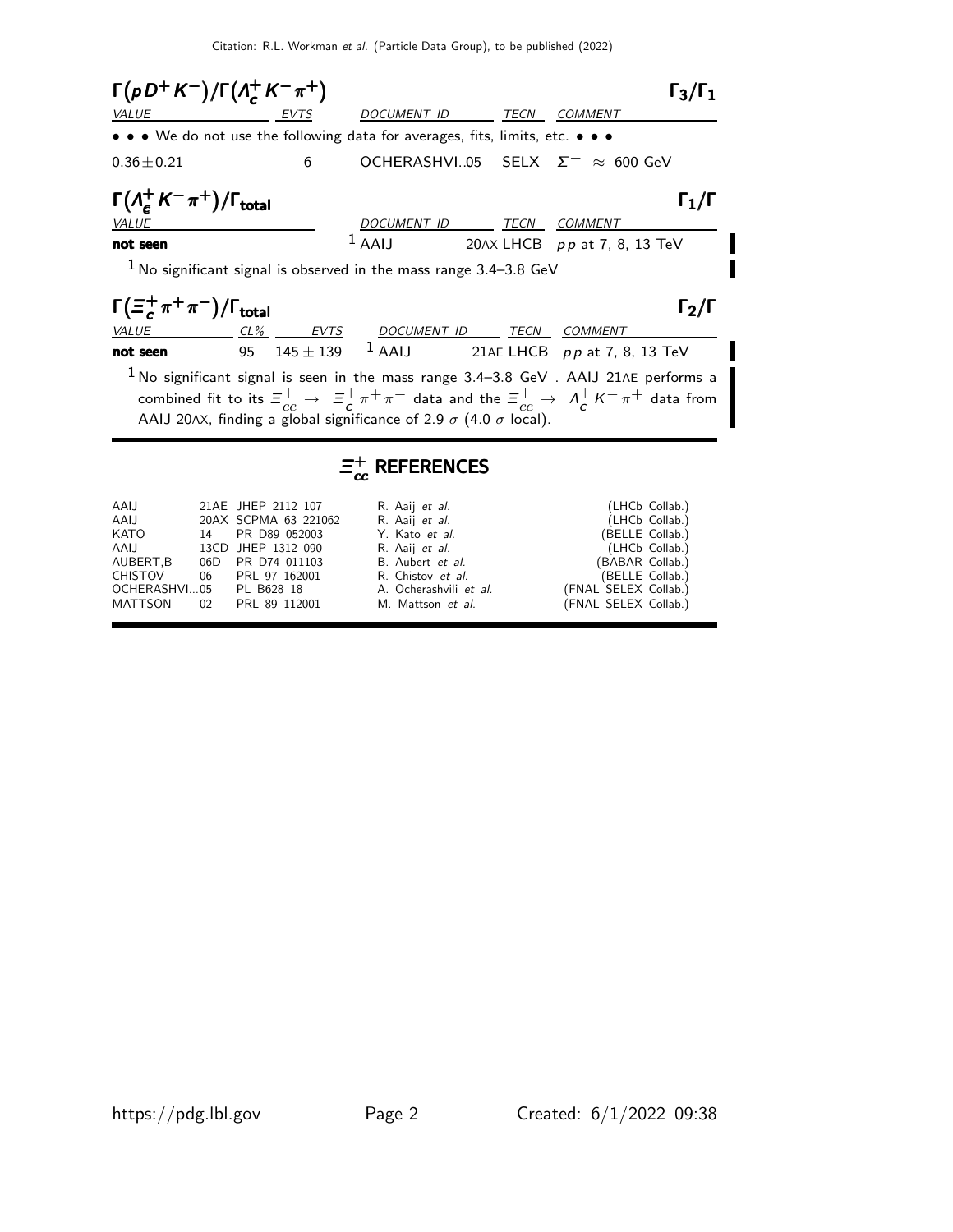## $\Gamma(pD^+K^-)/\Gamma(\Lambda_c^+K^-\pi^+)$ — $\Gamma_3/\Gamma_1$

| VALUE | EVTS | DOCUMENT ID | TECN | COMMENT |
|---|---|---|---|---|
| • • • We do not use the following data for averages, fits, limits, etc. • • • | | | | |
| $0.36\pm0.21$ | 6 | OCHERASHVI...05 | SELX | $\Sigma^- \approx 600$ GeV |

## $\Gamma(\Lambda_c^+K^-\pi^+)/\Gamma_{\text{total}}$ — $\Gamma_1/\Gamma$

| VALUE | DOCUMENT ID | TECN | COMMENT |
|---|---|---|---|
| **not seen** | [1] AAIJ 20AX | LHCB | $pp$ at 7, 8, 13 TeV |

[1] No significant signal is observed in the mass range 3.4–3.8 GeV

## $\Gamma(\Xi_c^+\pi^+\pi^-)/\Gamma_{\text{total}}$ — $\Gamma_2/\Gamma$

| VALUE | CL% | EVTS | DOCUMENT ID | TECN | COMMENT |
|---|---|---|---|---|---|
| **not seen** | 95 | $145\pm139$ | [1] AAIJ 21AE | LHCB | $pp$ at 7, 8, 13 TeV |

[1] No significant signal is seen in the mass range 3.4–3.8 GeV . AAIJ 21AE performs a combined fit to its $\Xi_{cc}^+ \to \Xi_c^+\pi^+\pi^-$ data and the $\Xi_{cc}^+ \to \Lambda_c^+K^-\pi^+$ data from AAIJ 20AX, finding a global significance of 2.9 $\sigma$ (4.0 $\sigma$ local).

# $\Xi_{cc}^+$ REFERENCES

| | | | | |
|---|---|---|---|---|
| AAIJ | 21AE | JHEP 2112 107 | R. Aaij *et al.* | (LHCb Collab.) |
| AAIJ | 20AX | SCPMA 63 221062 | R. Aaij *et al.* | (LHCb Collab.) |
| KATO | 14 | PR D89 052003 | Y. Kato *et al.* | (BELLE Collab.) |
| AAIJ | 13CD | JHEP 1312 090 | R. Aaij *et al.* | (LHCb Collab.) |
| AUBERT,B | 06D | PR D74 011103 | B. Aubert *et al.* | (BABAR Collab.) |
| CHISTOV | 06 | PRL 97 162001 | R. Chistov *et al.* | (BELLE Collab.) |
| OCHERASHVI... | 05 | PL B628 18 | A. Ocherashvili *et al.* | (FNAL SELEX Collab.) |
| MATTSON | 02 | PRL 89 112001 | M. Mattson *et al.* | (FNAL SELEX Collab.) |